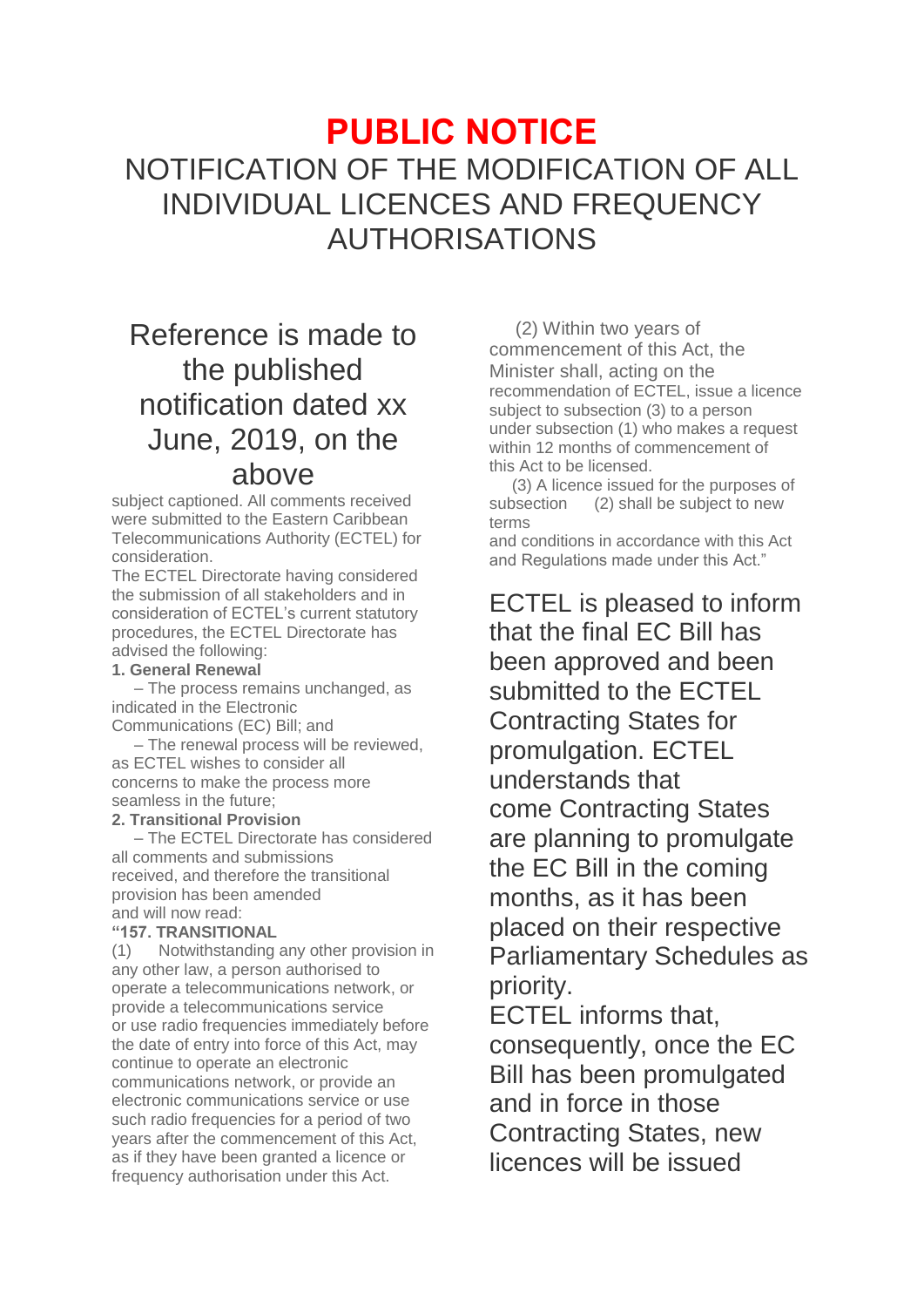# PUBLIC NOTICE

## NOTIFICATION OF THE MODIFICATION OF ALL INDIVIDUAL LICENCES AND FREQUENCY AUTHORISATIONS

Reference is made to the published notification dated xx June, 2019, on the above subject captioned. All comments received were submitted to the Eastern Caribbean Telecommunications Authority (ECTEL) for consideration.

The ECTEL Directorate having considered the submission of all stakeholders and in consideration of ECTEL's current statutory procedures, the ECTEL Directorate has advised the following:

**1. General Renewal**

– The process remains unchanged, as indicated in the Electronic Communications (EC) Bill; and

– The renewal process will be reviewed, as ECTEL wishes to consider all concerns to make the process more seamless in the future;

**2. Transitional Provision**

– The ECTEL Directorate has considered all comments and submissions received, and therefore the transitional provision has been amended and will now read:

**"157. TRANSITIONAL**

(1) Notwithstanding any other provision in any other law, a person authorised to operate a telecommunications network, or provide a telecommunications service or use radio frequencies immediately before the date of entry into force of this Act, may continue to operate an electronic communications network, or provide an electronic communications service or use such radio frequencies for a period of two years after the commencement of this Act, as if they have been granted a licence or frequency authorisation under this Act.

(2) Within two years of commencement of this Act, the Minister shall, acting on the recommendation of ECTEL, issue a licence subject to subsection (3) to a person under subsection (1) who makes a request within 12 months of commencement of this Act to be licensed.

(3) A licence issued for the purposes of subsection (2) shall be subject to new terms and conditions in accordance with this Act and Regulations made under this Act."

ECTEL is pleased to inform that the final EC Bill has been approved and been submitted to the ECTEL Contracting States for promulgation. ECTEL understands that come Contracting States are planning to promulgate the EC Bill in the coming months, as it has been placed on their respective Parliamentary Schedules as priority.

ECTEL informs that, consequently, once the EC Bill has been promulgated and in force in those Contracting States, new licences will be issued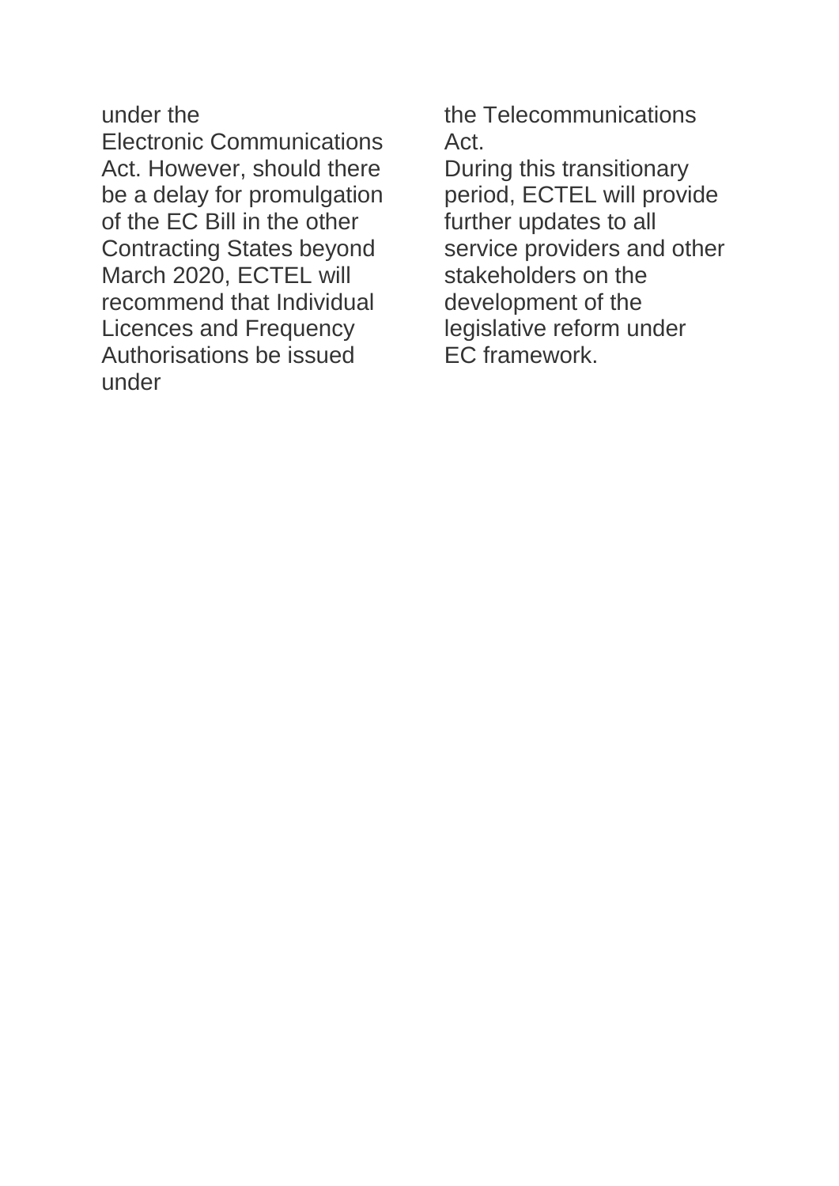under the Electronic Communications Act. However, should there be a delay for promulgation of the EC Bill in the other Contracting States beyond March 2020, ECTEL will recommend that Individual Licences and Frequency Authorisations be issued under the Telecommunications Act.

During this transitionary period, ECTEL will provide further updates to all service providers and other stakeholders on the development of the legislative reform under EC framework.